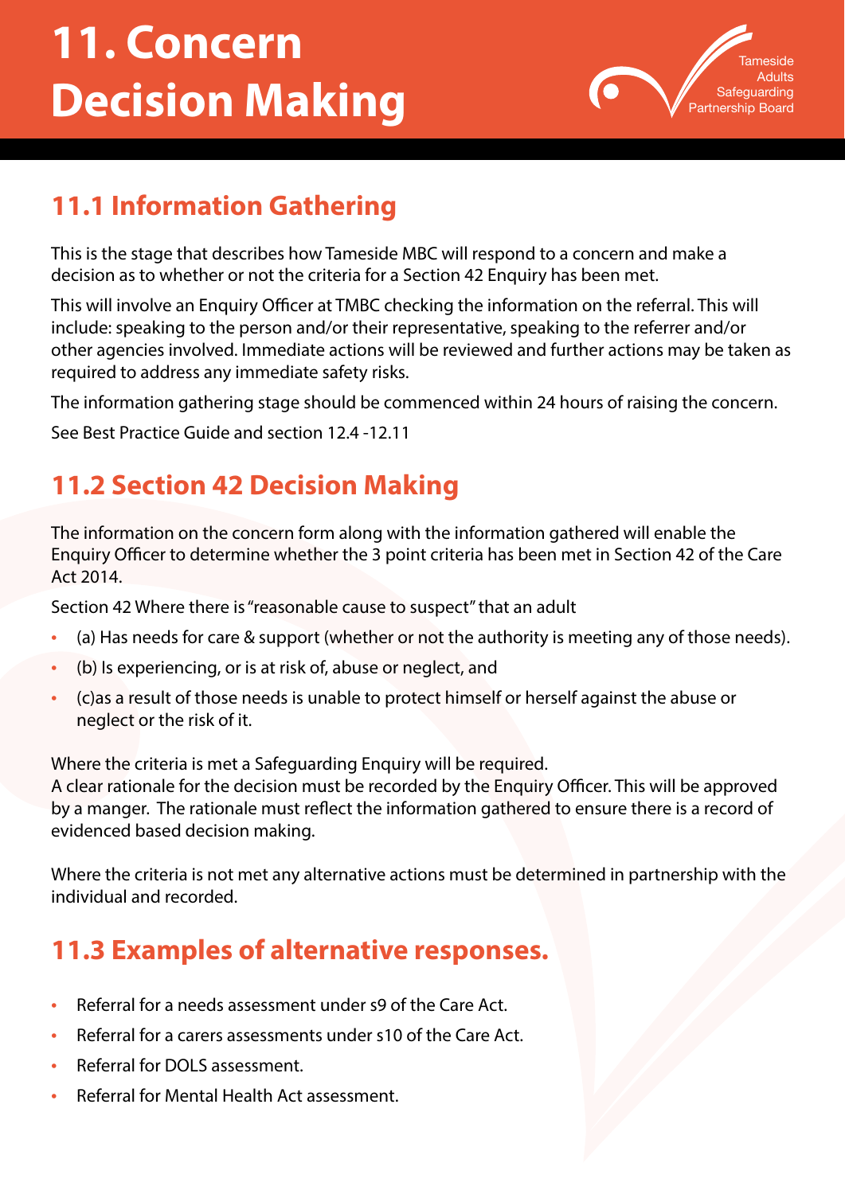# 11. Concern Decision Making

## 11.1 Information Gathering

This is the stage that describes how Tameside MBC will respond to a concern and make a decision as to whether or not the criteria for a Section 42 Enquiry has been met.

This will involve an Enquiry Officer at TMBC checking the information on the referral. This will include: speaking to the person and/or their representative, speaking to the referrer and/or other agencies involved. Immediate actions will be reviewed and further actions may be taken as required to address any immediate safety risks.

The information gathering stage should be commenced within 24 hours of raising the concern.

See Best Practice Guide and section 12.4 -12.11

## 11.2 Section 42 Decision Making

The information on the concern form along with the information gathered will enable the Enquiry Officer to determine whether the 3 point criteria has been met in Section 42 of the Care Act 2014.

Section 42 Where there is "reasonable cause to suspect" that an adult

- (a) Has needs for care & support (whether or not the authority is meeting any of those needs).
- (b) Is experiencing, or is at risk of, abuse or neglect, and
- (c)as a result of those needs is unable to protect himself or herself against the abuse or neglect or the risk of it.

Where the criteria is met a Safeguarding Enquiry will be required.
A clear rationale for the decision must be recorded by the Enquiry Officer. This will be approved by a manger. The rationale must reflect the information gathered to ensure there is a record of evidenced based decision making.

Where the criteria is not met any alternative actions must be determined in partnership with the individual and recorded.

## 11.3 Examples of alternative responses.

- Referral for a needs assessment under s9 of the Care Act.
- Referral for a carers assessments under s10 of the Care Act.
- Referral for DOLS assessment.
- Referral for Mental Health Act assessment.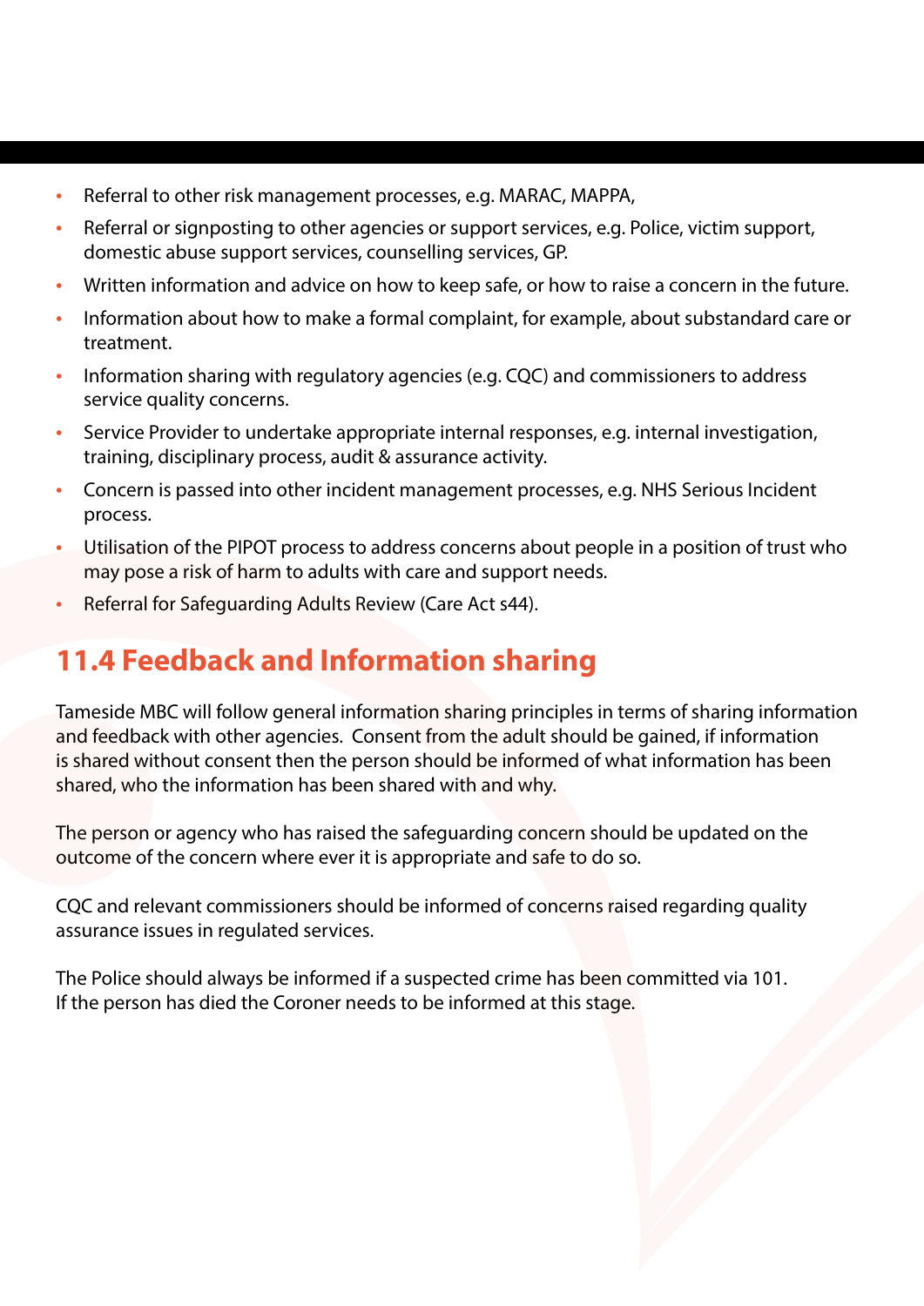- Referral to other risk management processes, e.g. MARAC, MAPPA,
- Referral or signposting to other agencies or support services, e.g. Police, victim support, domestic abuse support services, counselling services, GP.
- Written information and advice on how to keep safe, or how to raise a concern in the future.
- Information about how to make a formal complaint, for example, about substandard care or treatment.
- Information sharing with regulatory agencies (e.g. CQC) and commissioners to address service quality concerns.
- Service Provider to undertake appropriate internal responses, e.g. internal investigation, training, disciplinary process, audit & assurance activity.
- Concern is passed into other incident management processes, e.g. NHS Serious Incident process.
- Utilisation of the PIPOT process to address concerns about people in a position of trust who may pose a risk of harm to adults with care and support needs.
- Referral for Safeguarding Adults Review (Care Act s44).

## 11.4 Feedback and Information sharing

Tameside MBC will follow general information sharing principles in terms of sharing information and feedback with other agencies. Consent from the adult should be gained, if information is shared without consent then the person should be informed of what information has been shared, who the information has been shared with and why.

The person or agency who has raised the safeguarding concern should be updated on the outcome of the concern where ever it is appropriate and safe to do so.

CQC and relevant commissioners should be informed of concerns raised regarding quality assurance issues in regulated services.

The Police should always be informed if a suspected crime has been committed via 101. If the person has died the Coroner needs to be informed at this stage.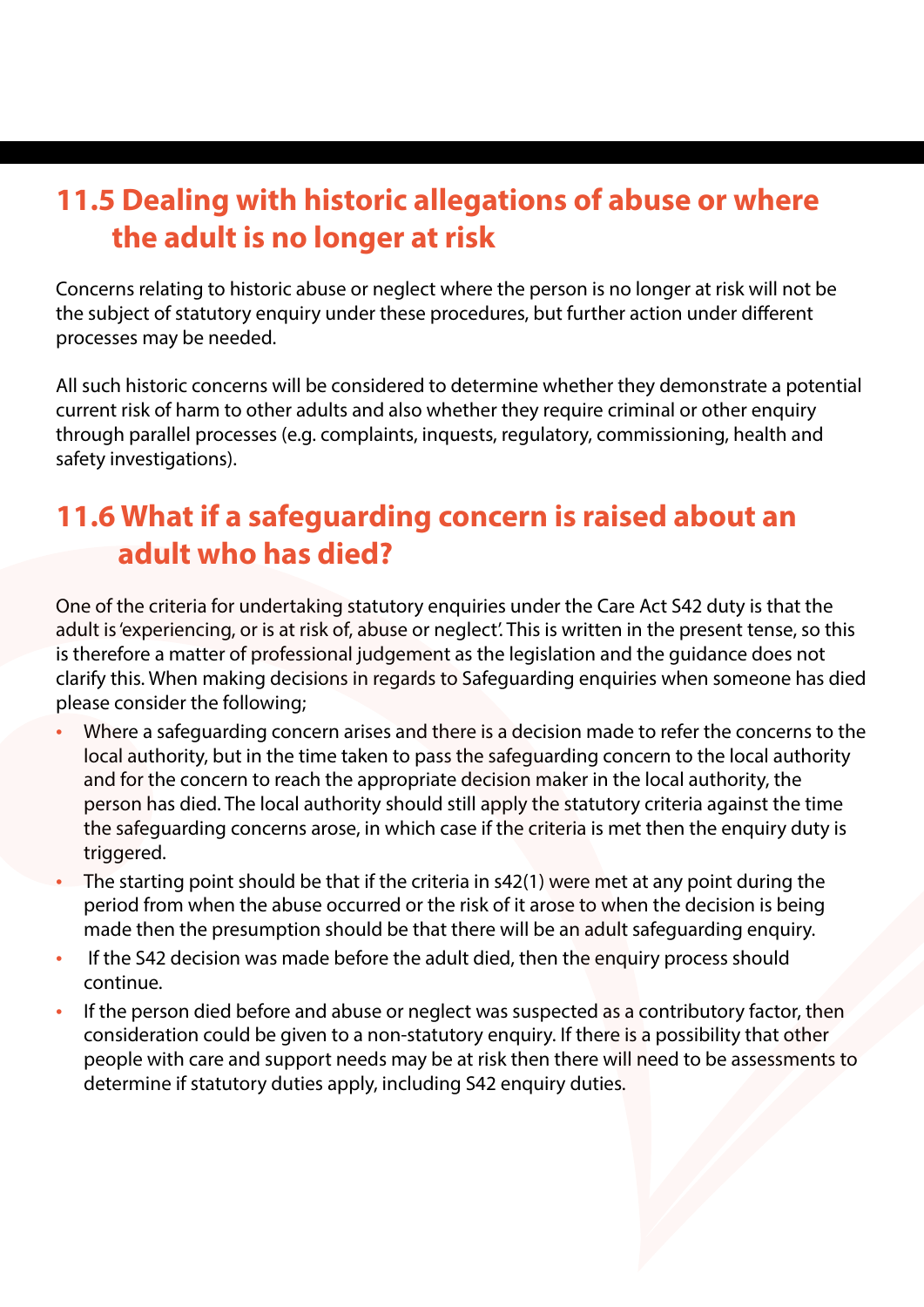## 11.5 Dealing with historic allegations of abuse or where the adult is no longer at risk

Concerns relating to historic abuse or neglect where the person is no longer at risk will not be the subject of statutory enquiry under these procedures, but further action under different processes may be needed.

All such historic concerns will be considered to determine whether they demonstrate a potential current risk of harm to other adults and also whether they require criminal or other enquiry through parallel processes (e.g. complaints, inquests, regulatory, commissioning, health and safety investigations).

## 11.6 What if a safeguarding concern is raised about an adult who has died?

One of the criteria for undertaking statutory enquiries under the Care Act S42 duty is that the adult is 'experiencing, or is at risk of, abuse or neglect'. This is written in the present tense, so this is therefore a matter of professional judgement as the legislation and the guidance does not clarify this. When making decisions in regards to Safeguarding enquiries when someone has died please consider the following;

- Where a safeguarding concern arises and there is a decision made to refer the concerns to the local authority, but in the time taken to pass the safeguarding concern to the local authority and for the concern to reach the appropriate decision maker in the local authority, the person has died. The local authority should still apply the statutory criteria against the time the safeguarding concerns arose, in which case if the criteria is met then the enquiry duty is triggered.
- The starting point should be that if the criteria in s42(1) were met at any point during the period from when the abuse occurred or the risk of it arose to when the decision is being made then the presumption should be that there will be an adult safeguarding enquiry.
- If the S42 decision was made before the adult died, then the enquiry process should continue.
- If the person died before and abuse or neglect was suspected as a contributory factor, then consideration could be given to a non-statutory enquiry. If there is a possibility that other people with care and support needs may be at risk then there will need to be assessments to determine if statutory duties apply, including S42 enquiry duties.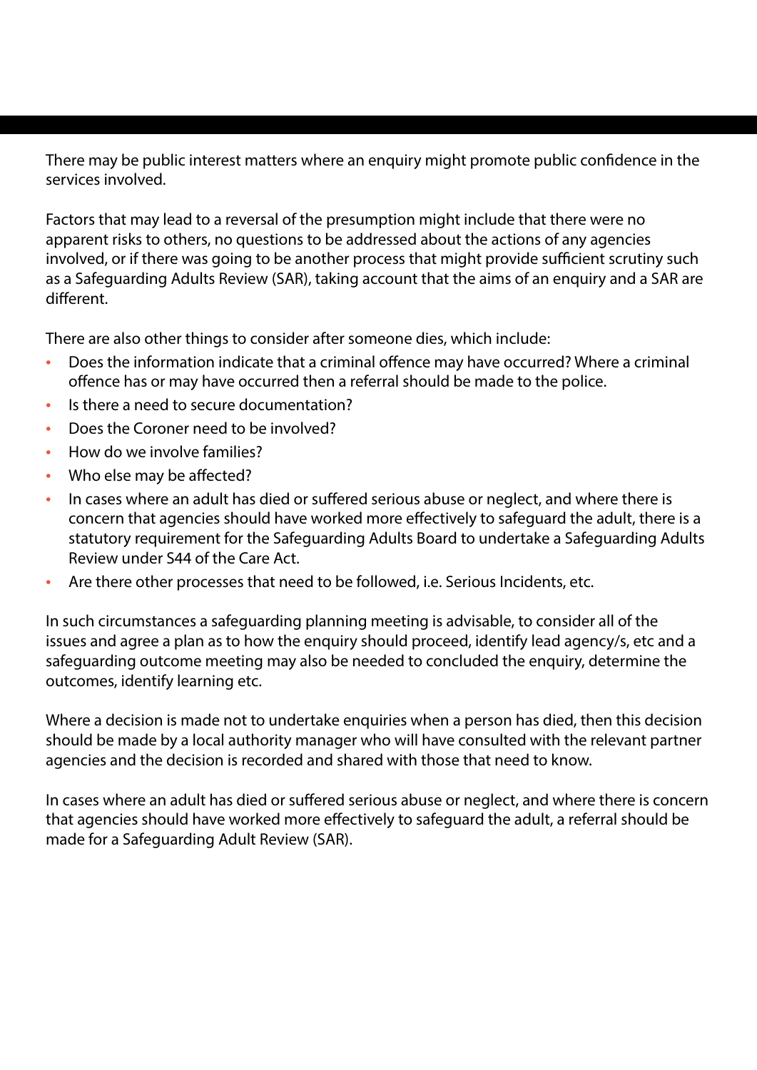There may be public interest matters where an enquiry might promote public confidence in the services involved.

Factors that may lead to a reversal of the presumption might include that there were no apparent risks to others, no questions to be addressed about the actions of any agencies involved, or if there was going to be another process that might provide sufficient scrutiny such as a Safeguarding Adults Review (SAR), taking account that the aims of an enquiry and a SAR are different.

There are also other things to consider after someone dies, which include:

- Does the information indicate that a criminal offence may have occurred? Where a criminal offence has or may have occurred then a referral should be made to the police.
- Is there a need to secure documentation?
- Does the Coroner need to be involved?
- How do we involve families?
- Who else may be affected?
- In cases where an adult has died or suffered serious abuse or neglect, and where there is concern that agencies should have worked more effectively to safeguard the adult, there is a statutory requirement for the Safeguarding Adults Board to undertake a Safeguarding Adults Review under S44 of the Care Act.
- Are there other processes that need to be followed, i.e. Serious Incidents, etc.

In such circumstances a safeguarding planning meeting is advisable, to consider all of the issues and agree a plan as to how the enquiry should proceed, identify lead agency/s, etc and a safeguarding outcome meeting may also be needed to concluded the enquiry, determine the outcomes, identify learning etc.

Where a decision is made not to undertake enquiries when a person has died, then this decision should be made by a local authority manager who will have consulted with the relevant partner agencies and the decision is recorded and shared with those that need to know.

In cases where an adult has died or suffered serious abuse or neglect, and where there is concern that agencies should have worked more effectively to safeguard the adult, a referral should be made for a Safeguarding Adult Review (SAR).